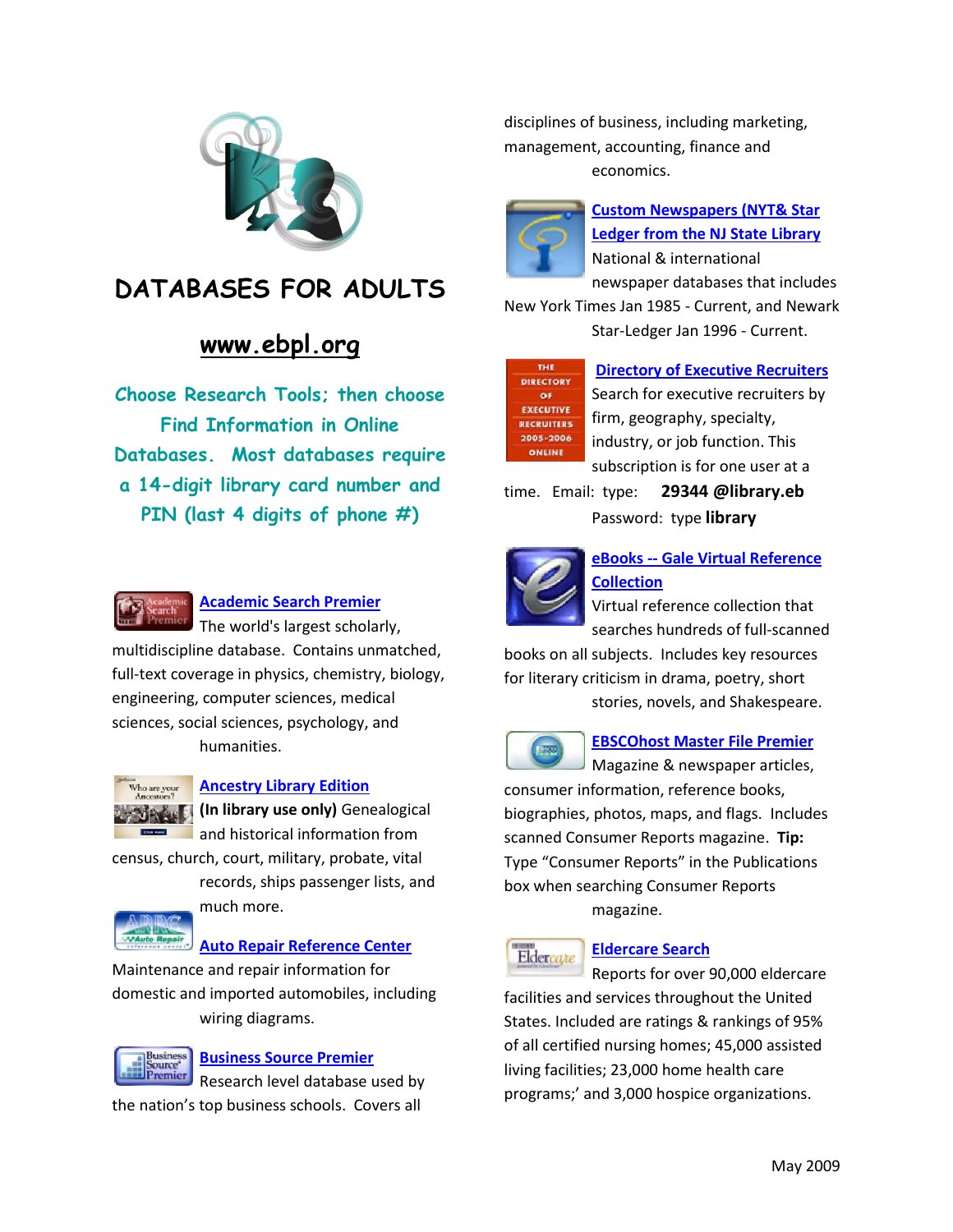# DATABASES FOR ADULTS

## www.ebpl.org

**Choose Research Tools; then choose Find Information in Online Databases. Most databases require a 14-digit library card number and PIN (last 4 digits of phone #)**

**Academic Search Premier**
The world's largest scholarly, multidiscipline database. Contains unmatched, full-text coverage in physics, chemistry, biology, engineering, computer sciences, medical sciences, social sciences, psychology, and humanities.

**Ancestry Library Edition**
**(In library use only)** Genealogical and historical information from census, church, court, military, probate, vital records, ships passenger lists, and much more.

**Auto Repair Reference Center**
Maintenance and repair information for domestic and imported automobiles, including wiring diagrams.

**Business Source Premier**
Research level database used by the nation's top business schools. Covers all disciplines of business, including marketing, management, accounting, finance and economics.

**Custom Newspapers (NYT& Star Ledger from the NJ State Library**
National & international newspaper databases that includes New York Times Jan 1985 - Current, and Newark Star-Ledger Jan 1996 - Current.

**Directory of Executive Recruiters**
Search for executive recruiters by firm, geography, specialty, industry, or job function. This subscription is for one user at a time. Email: type: **29344 @library.eb**
Password: type **library**

**eBooks -- Gale Virtual Reference Collection**
Virtual reference collection that searches hundreds of full-scanned books on all subjects. Includes key resources for literary criticism in drama, poetry, short stories, novels, and Shakespeare.

**EBSCOhost Master File Premier**
Magazine & newspaper articles, consumer information, reference books, biographies, photos, maps, and flags. Includes scanned Consumer Reports magazine. **Tip:** Type "Consumer Reports" in the Publications box when searching Consumer Reports magazine.

**Eldercare Search**
Reports for over 90,000 eldercare facilities and services throughout the United States. Included are ratings & rankings of 95% of all certified nursing homes; 45,000 assisted living facilities; 23,000 home health care programs;' and 3,000 hospice organizations.

May 2009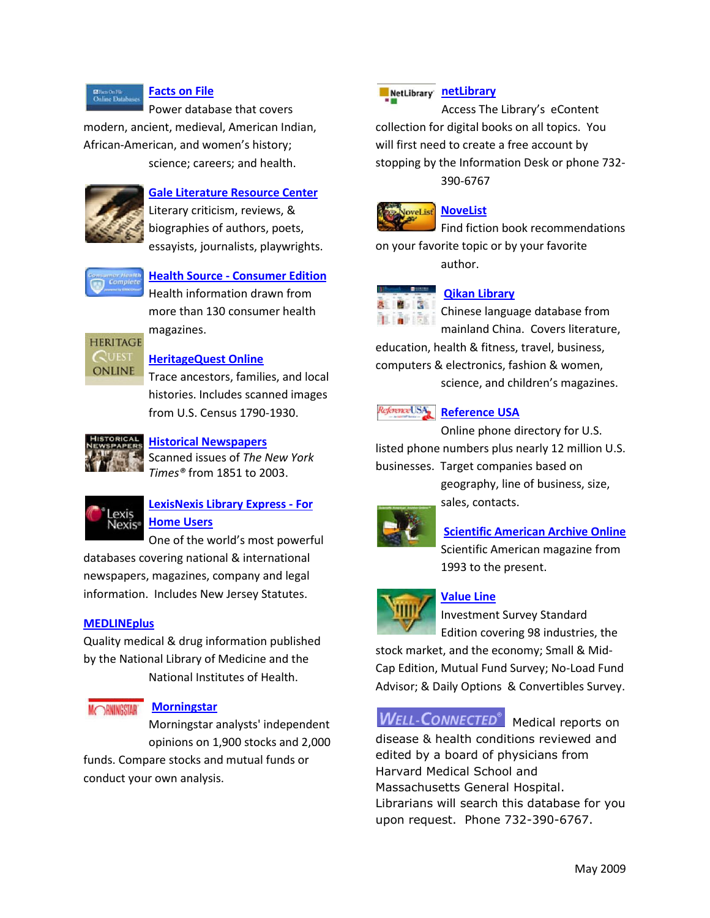**Facts on File**
Power database that covers modern, ancient, medieval, American Indian, African-American, and women's history; science; careers; and health.

**Gale Literature Resource Center**
Literary criticism, reviews, & biographies of authors, poets, essayists, journalists, playwrights.

**Health Source - Consumer Edition**
Health information drawn from more than 130 consumer health magazines.

**HeritageQuest Online**
Trace ancestors, families, and local histories. Includes scanned images from U.S. Census 1790-1930.

**Historical Newspapers**
Scanned issues of *The New York Times®* from 1851 to 2003.

**LexisNexis Library Express - For Home Users**
One of the world's most powerful databases covering national & international newspapers, magazines, company and legal information. Includes New Jersey Statutes.

**MEDLINEplus**
Quality medical & drug information published by the National Library of Medicine and the National Institutes of Health.

**Morningstar**
Morningstar analysts' independent opinions on 1,900 stocks and 2,000 funds. Compare stocks and mutual funds or conduct your own analysis.

**netLibrary**
Access The Library's eContent collection for digital books on all topics. You will first need to create a free account by stopping by the Information Desk or phone 732-390-6767

**NoveList**
Find fiction book recommendations on your favorite topic or by your favorite author.

**Qikan Library**
Chinese language database from mainland China. Covers literature, education, health & fitness, travel, business, computers & electronics, fashion & women, science, and children's magazines.

**Reference USA**
Online phone directory for U.S. listed phone numbers plus nearly 12 million U.S. businesses. Target companies based on geography, line of business, size, sales, contacts.

**Scientific American Archive Online**
Scientific American magazine from 1993 to the present.

**Value Line**
Investment Survey Standard Edition covering 98 industries, the stock market, and the economy; Small & Mid-Cap Edition, Mutual Fund Survey; No-Load Fund Advisor; & Daily Options & Convertibles Survey.

**Well-Connected®** Medical reports on disease & health conditions reviewed and edited by a board of physicians from Harvard Medical School and Massachusetts General Hospital. Librarians will search this database for you upon request. Phone 732-390-6767.

May 2009